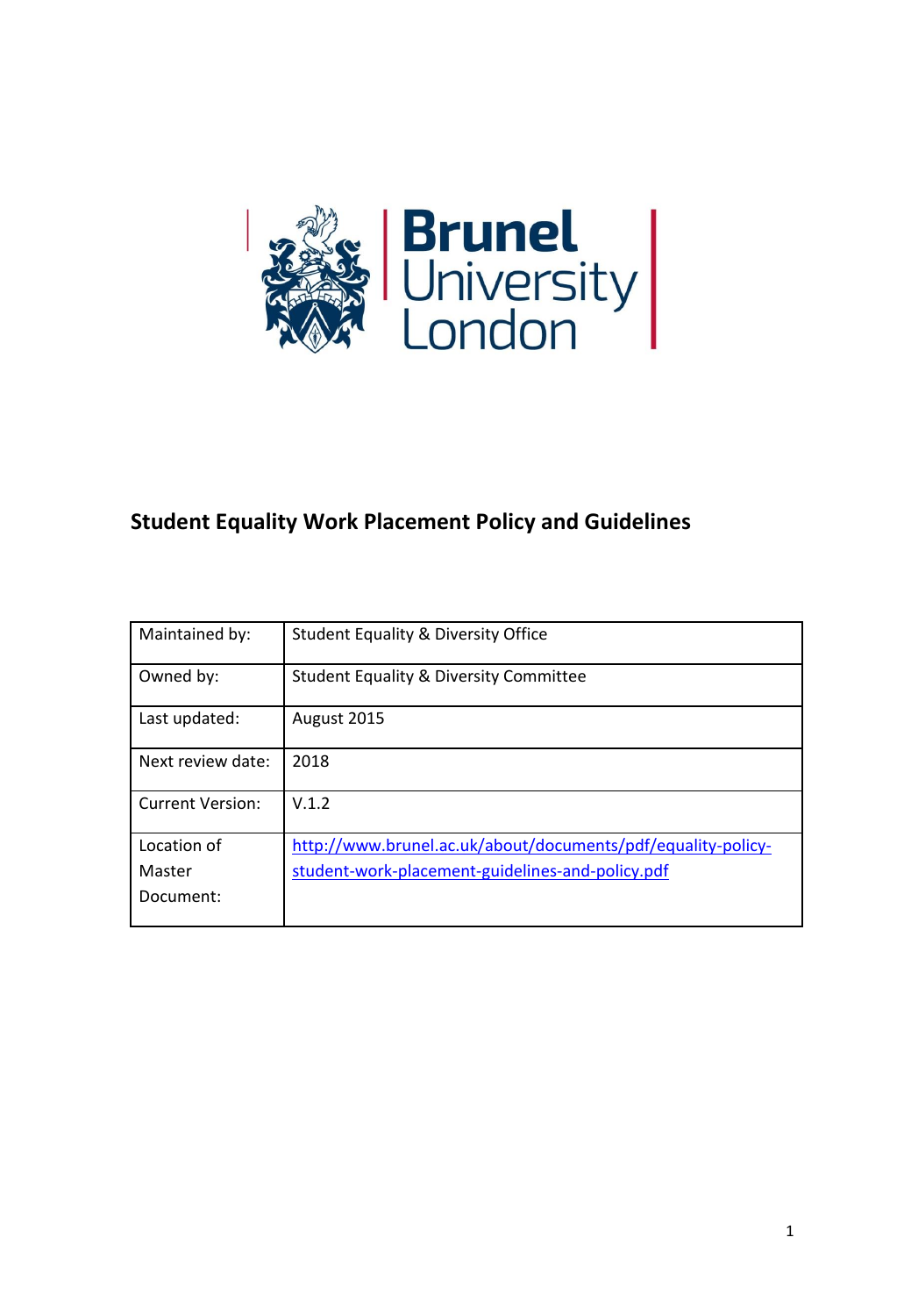Brunel University London

# Student Equality Work Placement Policy and Guidelines

| Maintained by: | Student Equality & Diversity Office |
|---|---|
| Owned by: | Student Equality & Diversity Committee |
| Last updated: | August 2015 |
| Next review date: | 2018 |
| Current Version: | V.1.2 |
| Location of Master Document: | http://www.brunel.ac.uk/about/documents/pdf/equality-policy-student-work-placement-guidelines-and-policy.pdf |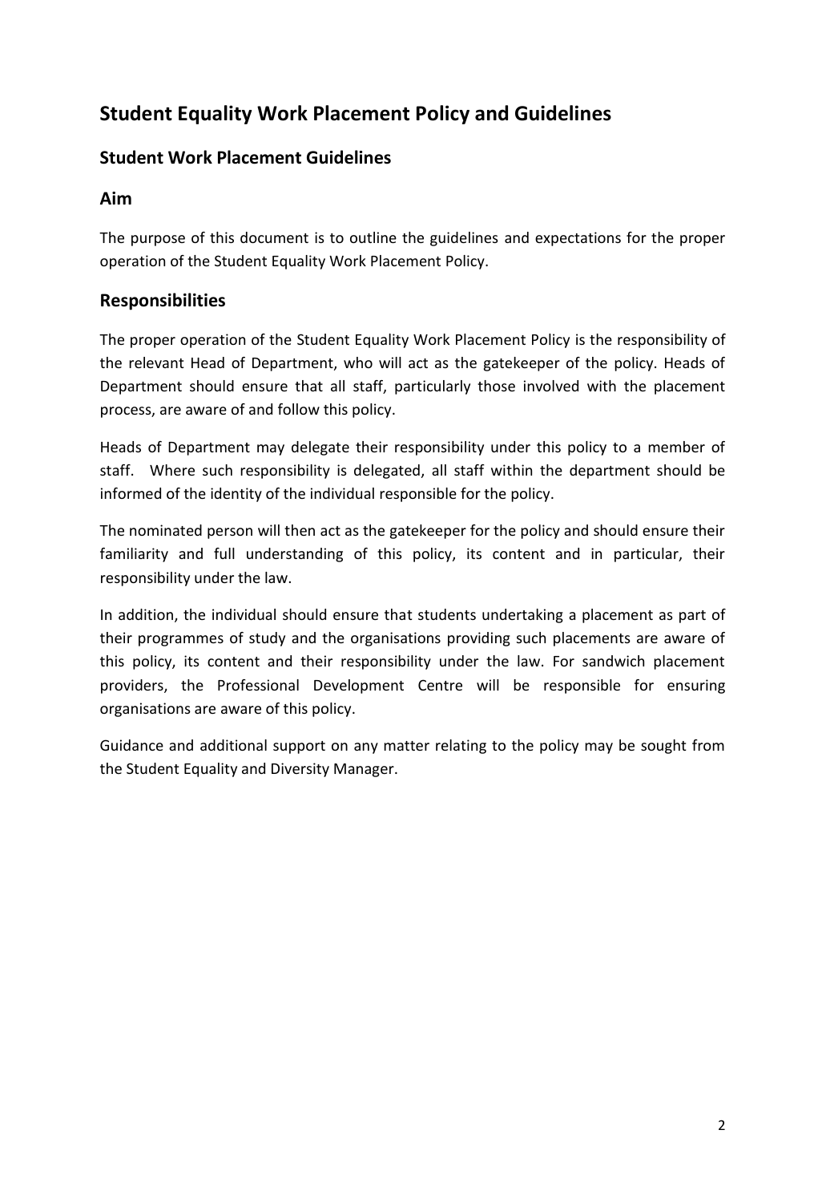# Student Equality Work Placement Policy and Guidelines

## Student Work Placement Guidelines

## Aim

The purpose of this document is to outline the guidelines and expectations for the proper operation of the Student Equality Work Placement Policy.

## Responsibilities

The proper operation of the Student Equality Work Placement Policy is the responsibility of the relevant Head of Department, who will act as the gatekeeper of the policy. Heads of Department should ensure that all staff, particularly those involved with the placement process, are aware of and follow this policy.

Heads of Department may delegate their responsibility under this policy to a member of staff. Where such responsibility is delegated, all staff within the department should be informed of the identity of the individual responsible for the policy.

The nominated person will then act as the gatekeeper for the policy and should ensure their familiarity and full understanding of this policy, its content and in particular, their responsibility under the law.

In addition, the individual should ensure that students undertaking a placement as part of their programmes of study and the organisations providing such placements are aware of this policy, its content and their responsibility under the law. For sandwich placement providers, the Professional Development Centre will be responsible for ensuring organisations are aware of this policy.

Guidance and additional support on any matter relating to the policy may be sought from the Student Equality and Diversity Manager.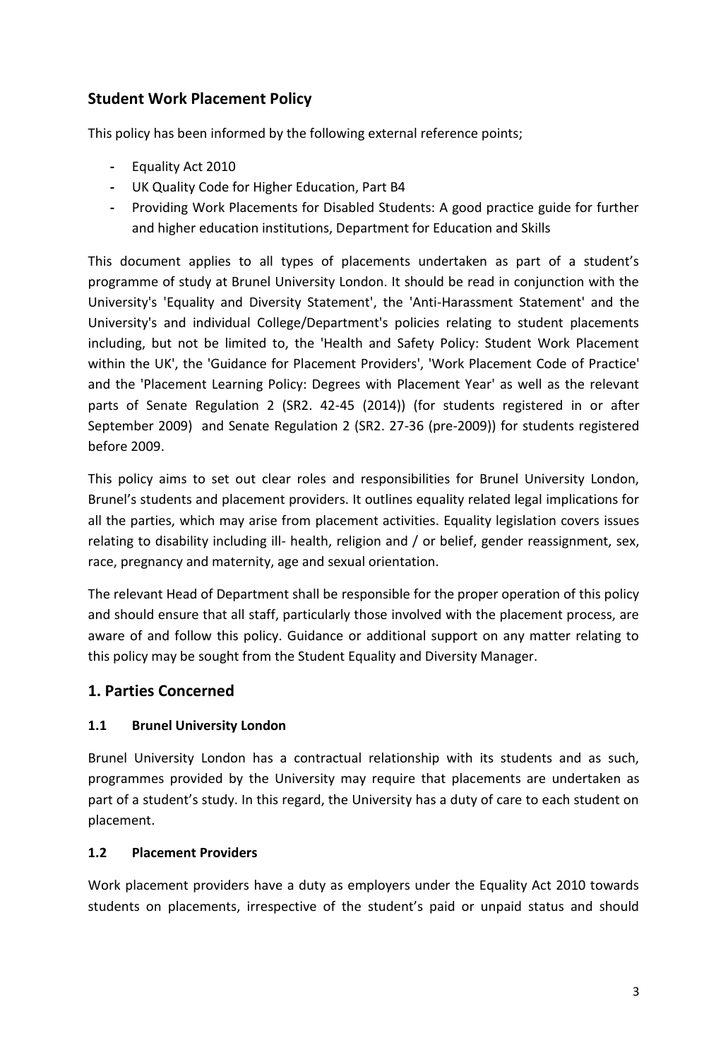## Student Work Placement Policy

This policy has been informed by the following external reference points;

- Equality Act 2010
- UK Quality Code for Higher Education, Part B4
- Providing Work Placements for Disabled Students: A good practice guide for further and higher education institutions, Department for Education and Skills

This document applies to all types of placements undertaken as part of a student's programme of study at Brunel University London. It should be read in conjunction with the University's 'Equality and Diversity Statement', the 'Anti-Harassment Statement' and the University's and individual College/Department's policies relating to student placements including, but not be limited to, the 'Health and Safety Policy: Student Work Placement within the UK', the 'Guidance for Placement Providers', 'Work Placement Code of Practice' and the 'Placement Learning Policy: Degrees with Placement Year' as well as the relevant parts of Senate Regulation 2 (SR2. 42-45 (2014)) (for students registered in or after September 2009) and Senate Regulation 2 (SR2. 27-36 (pre-2009)) for students registered before 2009.

This policy aims to set out clear roles and responsibilities for Brunel University London, Brunel's students and placement providers. It outlines equality related legal implications for all the parties, which may arise from placement activities. Equality legislation covers issues relating to disability including ill- health, religion and / or belief, gender reassignment, sex, race, pregnancy and maternity, age and sexual orientation.

The relevant Head of Department shall be responsible for the proper operation of this policy and should ensure that all staff, particularly those involved with the placement process, are aware of and follow this policy. Guidance or additional support on any matter relating to this policy may be sought from the Student Equality and Diversity Manager.

## 1. Parties Concerned

### 1.1 Brunel University London

Brunel University London has a contractual relationship with its students and as such, programmes provided by the University may require that placements are undertaken as part of a student's study. In this regard, the University has a duty of care to each student on placement.

### 1.2 Placement Providers

Work placement providers have a duty as employers under the Equality Act 2010 towards students on placements, irrespective of the student's paid or unpaid status and should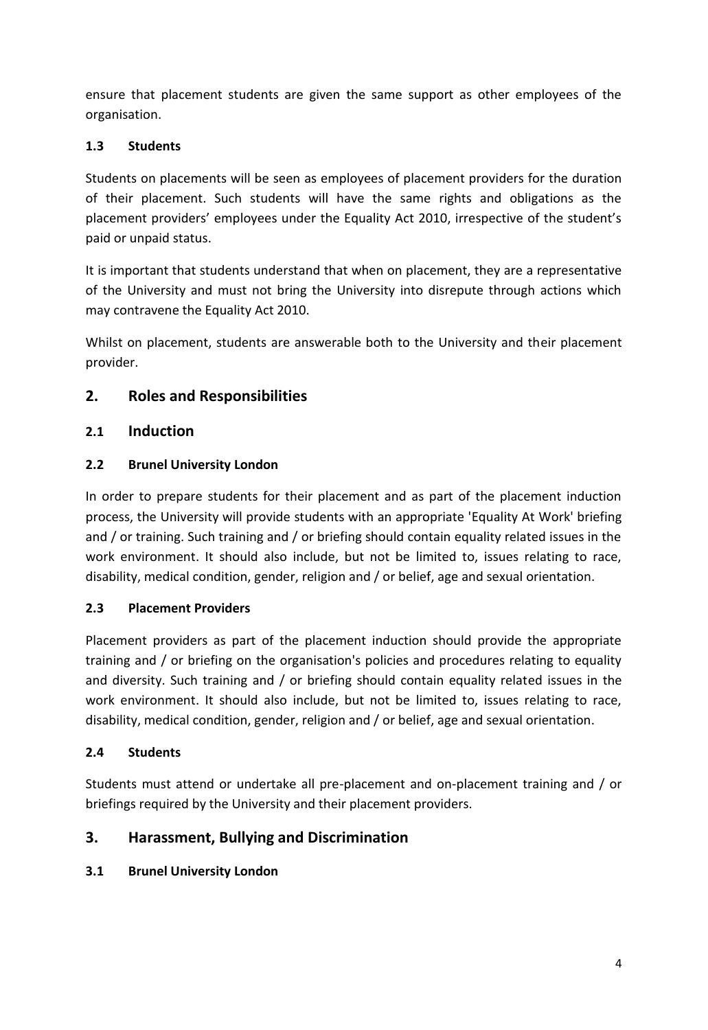ensure that placement students are given the same support as other employees of the organisation.

### 1.3 Students

Students on placements will be seen as employees of placement providers for the duration of their placement. Such students will have the same rights and obligations as the placement providers' employees under the Equality Act 2010, irrespective of the student's paid or unpaid status.

It is important that students understand that when on placement, they are a representative of the University and must not bring the University into disrepute through actions which may contravene the Equality Act 2010.

Whilst on placement, students are answerable both to the University and their placement provider.

## 2. Roles and Responsibilities

### 2.1 Induction

### 2.2 Brunel University London

In order to prepare students for their placement and as part of the placement induction process, the University will provide students with an appropriate 'Equality At Work' briefing and / or training. Such training and / or briefing should contain equality related issues in the work environment. It should also include, but not be limited to, issues relating to race, disability, medical condition, gender, religion and / or belief, age and sexual orientation.

### 2.3 Placement Providers

Placement providers as part of the placement induction should provide the appropriate training and / or briefing on the organisation's policies and procedures relating to equality and diversity. Such training and / or briefing should contain equality related issues in the work environment. It should also include, but not be limited to, issues relating to race, disability, medical condition, gender, religion and / or belief, age and sexual orientation.

### 2.4 Students

Students must attend or undertake all pre-placement and on-placement training and / or briefings required by the University and their placement providers.

## 3. Harassment, Bullying and Discrimination

### 3.1 Brunel University London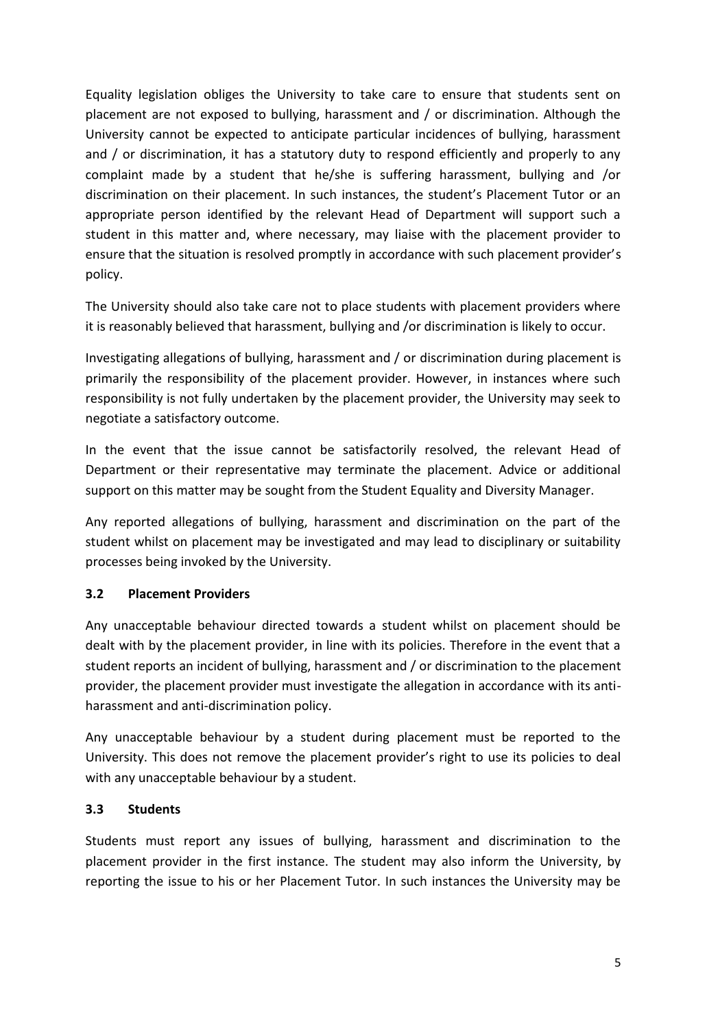Equality legislation obliges the University to take care to ensure that students sent on placement are not exposed to bullying, harassment and / or discrimination. Although the University cannot be expected to anticipate particular incidences of bullying, harassment and / or discrimination, it has a statutory duty to respond efficiently and properly to any complaint made by a student that he/she is suffering harassment, bullying and /or discrimination on their placement. In such instances, the student's Placement Tutor or an appropriate person identified by the relevant Head of Department will support such a student in this matter and, where necessary, may liaise with the placement provider to ensure that the situation is resolved promptly in accordance with such placement provider's policy.

The University should also take care not to place students with placement providers where it is reasonably believed that harassment, bullying and /or discrimination is likely to occur.

Investigating allegations of bullying, harassment and / or discrimination during placement is primarily the responsibility of the placement provider. However, in instances where such responsibility is not fully undertaken by the placement provider, the University may seek to negotiate a satisfactory outcome.

In the event that the issue cannot be satisfactorily resolved, the relevant Head of Department or their representative may terminate the placement. Advice or additional support on this matter may be sought from the Student Equality and Diversity Manager.

Any reported allegations of bullying, harassment and discrimination on the part of the student whilst on placement may be investigated and may lead to disciplinary or suitability processes being invoked by the University.

### 3.2 Placement Providers

Any unacceptable behaviour directed towards a student whilst on placement should be dealt with by the placement provider, in line with its policies. Therefore in the event that a student reports an incident of bullying, harassment and / or discrimination to the placement provider, the placement provider must investigate the allegation in accordance with its anti-harassment and anti-discrimination policy.

Any unacceptable behaviour by a student during placement must be reported to the University. This does not remove the placement provider's right to use its policies to deal with any unacceptable behaviour by a student.

### 3.3 Students

Students must report any issues of bullying, harassment and discrimination to the placement provider in the first instance. The student may also inform the University, by reporting the issue to his or her Placement Tutor. In such instances the University may be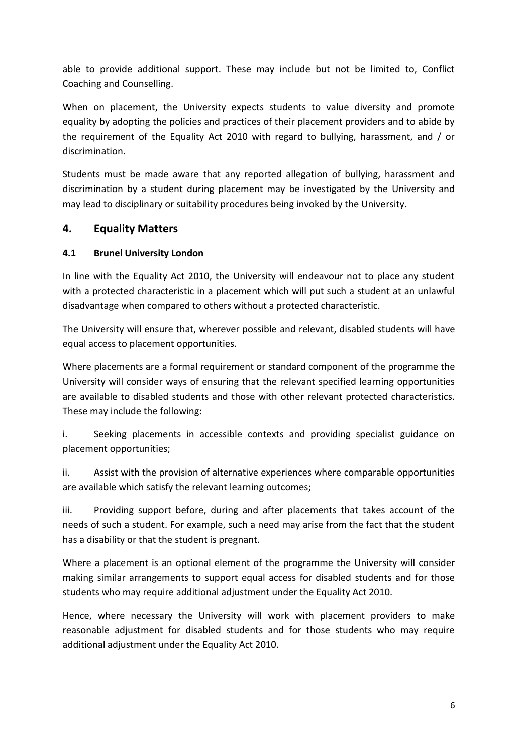able to provide additional support. These may include but not be limited to, Conflict Coaching and Counselling.

When on placement, the University expects students to value diversity and promote equality by adopting the policies and practices of their placement providers and to abide by the requirement of the Equality Act 2010 with regard to bullying, harassment, and / or discrimination.

Students must be made aware that any reported allegation of bullying, harassment and discrimination by a student during placement may be investigated by the University and may lead to disciplinary or suitability procedures being invoked by the University.

## 4. Equality Matters

### 4.1 Brunel University London

In line with the Equality Act 2010, the University will endeavour not to place any student with a protected characteristic in a placement which will put such a student at an unlawful disadvantage when compared to others without a protected characteristic.

The University will ensure that, wherever possible and relevant, disabled students will have equal access to placement opportunities.

Where placements are a formal requirement or standard component of the programme the University will consider ways of ensuring that the relevant specified learning opportunities are available to disabled students and those with other relevant protected characteristics. These may include the following:

i. Seeking placements in accessible contexts and providing specialist guidance on placement opportunities;

ii. Assist with the provision of alternative experiences where comparable opportunities are available which satisfy the relevant learning outcomes;

iii. Providing support before, during and after placements that takes account of the needs of such a student. For example, such a need may arise from the fact that the student has a disability or that the student is pregnant.

Where a placement is an optional element of the programme the University will consider making similar arrangements to support equal access for disabled students and for those students who may require additional adjustment under the Equality Act 2010.

Hence, where necessary the University will work with placement providers to make reasonable adjustment for disabled students and for those students who may require additional adjustment under the Equality Act 2010.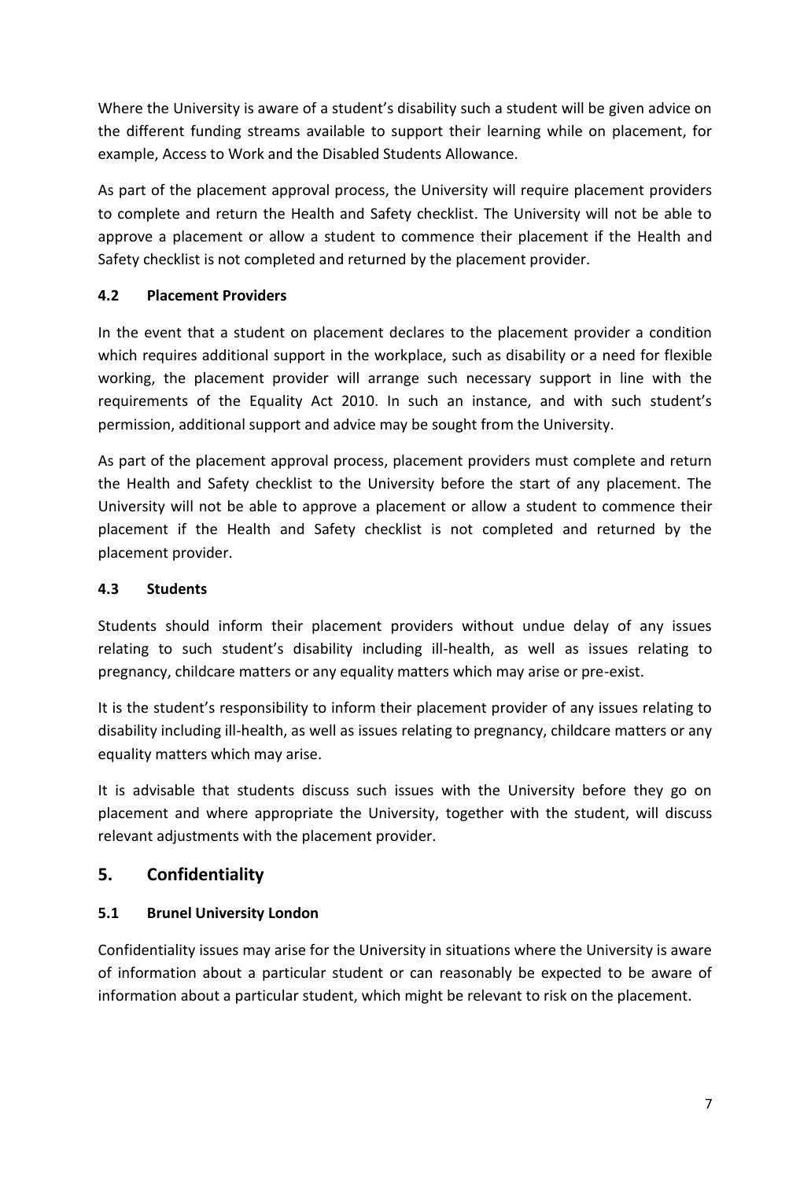Where the University is aware of a student's disability such a student will be given advice on the different funding streams available to support their learning while on placement, for example, Access to Work and the Disabled Students Allowance.

As part of the placement approval process, the University will require placement providers to complete and return the Health and Safety checklist. The University will not be able to approve a placement or allow a student to commence their placement if the Health and Safety checklist is not completed and returned by the placement provider.

### 4.2 Placement Providers

In the event that a student on placement declares to the placement provider a condition which requires additional support in the workplace, such as disability or a need for flexible working, the placement provider will arrange such necessary support in line with the requirements of the Equality Act 2010. In such an instance, and with such student's permission, additional support and advice may be sought from the University.

As part of the placement approval process, placement providers must complete and return the Health and Safety checklist to the University before the start of any placement. The University will not be able to approve a placement or allow a student to commence their placement if the Health and Safety checklist is not completed and returned by the placement provider.

### 4.3 Students

Students should inform their placement providers without undue delay of any issues relating to such student's disability including ill-health, as well as issues relating to pregnancy, childcare matters or any equality matters which may arise or pre-exist.

It is the student's responsibility to inform their placement provider of any issues relating to disability including ill-health, as well as issues relating to pregnancy, childcare matters or any equality matters which may arise.

It is advisable that students discuss such issues with the University before they go on placement and where appropriate the University, together with the student, will discuss relevant adjustments with the placement provider.

## 5. Confidentiality

### 5.1 Brunel University London

Confidentiality issues may arise for the University in situations where the University is aware of information about a particular student or can reasonably be expected to be aware of information about a particular student, which might be relevant to risk on the placement.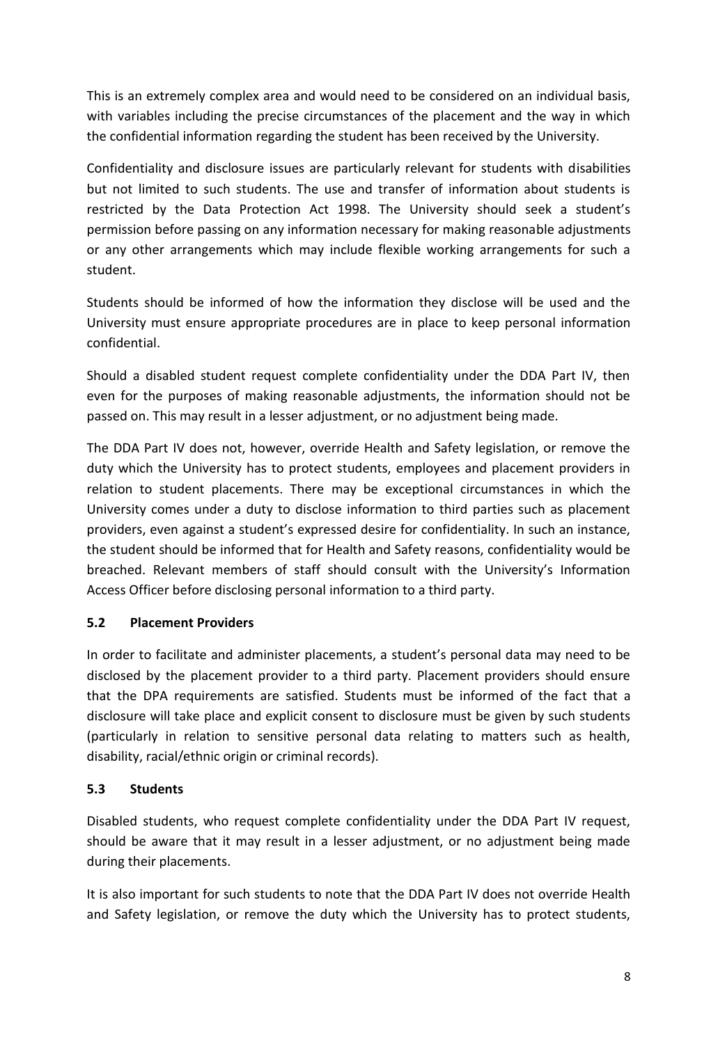This is an extremely complex area and would need to be considered on an individual basis, with variables including the precise circumstances of the placement and the way in which the confidential information regarding the student has been received by the University.

Confidentiality and disclosure issues are particularly relevant for students with disabilities but not limited to such students. The use and transfer of information about students is restricted by the Data Protection Act 1998. The University should seek a student's permission before passing on any information necessary for making reasonable adjustments or any other arrangements which may include flexible working arrangements for such a student.

Students should be informed of how the information they disclose will be used and the University must ensure appropriate procedures are in place to keep personal information confidential.

Should a disabled student request complete confidentiality under the DDA Part IV, then even for the purposes of making reasonable adjustments, the information should not be passed on. This may result in a lesser adjustment, or no adjustment being made.

The DDA Part IV does not, however, override Health and Safety legislation, or remove the duty which the University has to protect students, employees and placement providers in relation to student placements. There may be exceptional circumstances in which the University comes under a duty to disclose information to third parties such as placement providers, even against a student's expressed desire for confidentiality. In such an instance, the student should be informed that for Health and Safety reasons, confidentiality would be breached. Relevant members of staff should consult with the University's Information Access Officer before disclosing personal information to a third party.

### 5.2 Placement Providers

In order to facilitate and administer placements, a student's personal data may need to be disclosed by the placement provider to a third party. Placement providers should ensure that the DPA requirements are satisfied. Students must be informed of the fact that a disclosure will take place and explicit consent to disclosure must be given by such students (particularly in relation to sensitive personal data relating to matters such as health, disability, racial/ethnic origin or criminal records).

### 5.3 Students

Disabled students, who request complete confidentiality under the DDA Part IV request, should be aware that it may result in a lesser adjustment, or no adjustment being made during their placements.

It is also important for such students to note that the DDA Part IV does not override Health and Safety legislation, or remove the duty which the University has to protect students,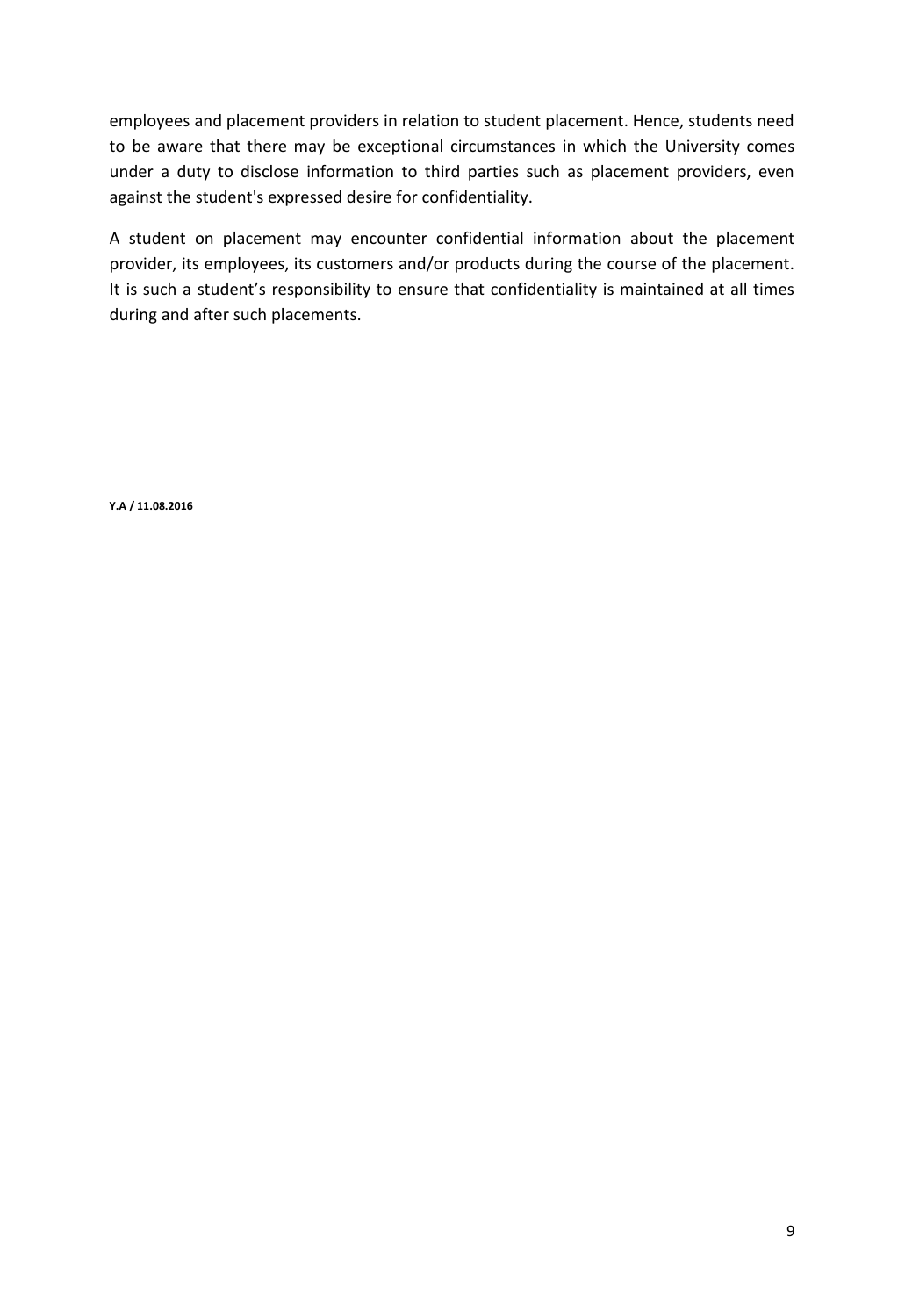employees and placement providers in relation to student placement. Hence, students need to be aware that there may be exceptional circumstances in which the University comes under a duty to disclose information to third parties such as placement providers, even against the student's expressed desire for confidentiality.

A student on placement may encounter confidential information about the placement provider, its employees, its customers and/or products during the course of the placement. It is such a student's responsibility to ensure that confidentiality is maintained at all times during and after such placements.

**Y.A / 11.08.2016**